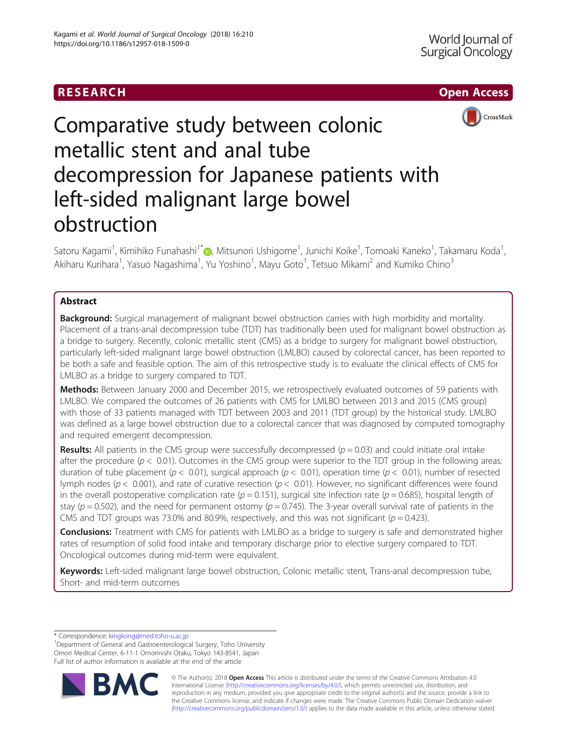RESEARCH

Open Access

# Comparative study between colonic metallic stent and anal tube decompression for Japanese patients with left-sided malignant large bowel obstruction

Satoru Kagami[1], Kimihiko Funahashi[1*], Mitsunori Ushigome[1], Junichi Koike[1], Tomoaki Kaneko[1], Takamaru Koda[1], Akiharu Kurihara[1], Yasuo Nagashima[1], Yu Yoshino[1], Mayu Goto[1], Tetsuo Mikami[2] and Kumiko Chino[3]

## Abstract

**Background:** Surgical management of malignant bowel obstruction carries with high morbidity and mortality. Placement of a trans-anal decompression tube (TDT) has traditionally been used for malignant bowel obstruction as a bridge to surgery. Recently, colonic metallic stent (CMS) as a bridge to surgery for malignant bowel obstruction, particularly left-sided malignant large bowel obstruction (LMLBO) caused by colorectal cancer, has been reported to be both a safe and feasible option. The aim of this retrospective study is to evaluate the clinical effects of CMS for LMLBO as a bridge to surgery compared to TDT.

**Methods:** Between January 2000 and December 2015, we retrospectively evaluated outcomes of 59 patients with LMLBO. We compared the outcomes of 26 patients with CMS for LMLBO between 2013 and 2015 (CMS group) with those of 33 patients managed with TDT between 2003 and 2011 (TDT group) by the historical study. LMLBO was defined as a large bowel obstruction due to a colorectal cancer that was diagnosed by computed tomography and required emergent decompression.

**Results:** All patients in the CMS group were successfully decompressed ($p = 0.03$) and could initiate oral intake after the procedure ($p < 0.01$). Outcomes in the CMS group were superior to the TDT group in the following areas: duration of tube placement ($p < 0.01$), surgical approach ($p < 0.01$), operation time ($p < 0.01$), number of resected lymph nodes ($p < 0.001$), and rate of curative resection ($p < 0.01$). However, no significant differences were found in the overall postoperative complication rate ($p = 0.151$), surgical site infection rate ($p = 0.685$), hospital length of stay ($p = 0.502$), and the need for permanent ostomy ($p = 0.745$). The 3-year overall survival rate of patients in the CMS and TDT groups was 73.0% and 80.9%, respectively, and this was not significant ($p = 0.423$).

**Conclusions:** Treatment with CMS for patients with LMLBO as a bridge to surgery is safe and demonstrated higher rates of resumption of solid food intake and temporary discharge prior to elective surgery compared to TDT. Oncological outcomes during mid-term were equivalent.

**Keywords:** Left-sided malignant large bowel obstruction, Colonic metallic stent, Trans-anal decompression tube, Short- and mid-term outcomes

\* Correspondence: kingkong@med.toho-u.ac.jp
[1]Department of General and Gastroenterological Surgery, Toho University Omori Medical Center, 6-11-1 Omorinishi Otaku, Tokyo 143-8541, Japan
Full list of author information is available at the end of the article

© The Author(s). 2018 **Open Access** This article is distributed under the terms of the Creative Commons Attribution 4.0 International License (http://creativecommons.org/licenses/by/4.0/), which permits unrestricted use, distribution, and reproduction in any medium, provided you give appropriate credit to the original author(s) and the source, provide a link to the Creative Commons license, and indicate if changes were made. The Creative Commons Public Domain Dedication waiver (http://creativecommons.org/publicdomain/zero/1.0/) applies to the data made available in this article, unless otherwise stated.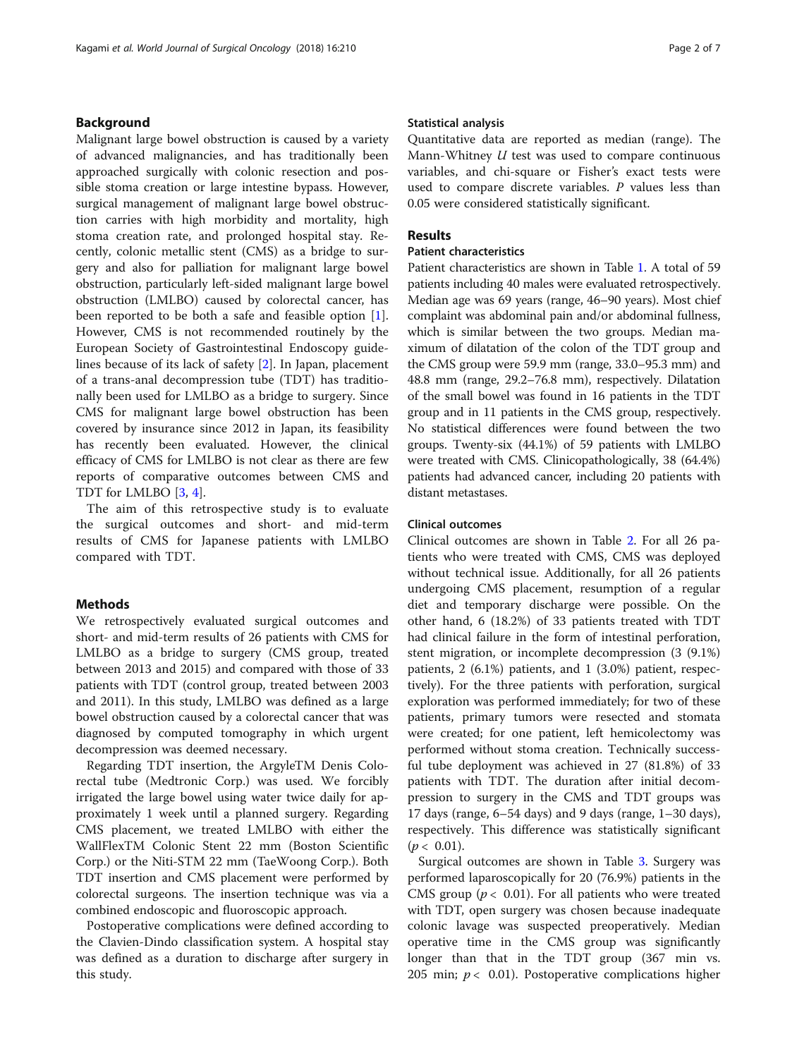## Background

Malignant large bowel obstruction is caused by a variety of advanced malignancies, and has traditionally been approached surgically with colonic resection and possible stoma creation or large intestine bypass. However, surgical management of malignant large bowel obstruction carries with high morbidity and mortality, high stoma creation rate, and prolonged hospital stay. Recently, colonic metallic stent (CMS) as a bridge to surgery and also for palliation for malignant large bowel obstruction, particularly left-sided malignant large bowel obstruction (LMLBO) caused by colorectal cancer, has been reported to be both a safe and feasible option [1]. However, CMS is not recommended routinely by the European Society of Gastrointestinal Endoscopy guidelines because of its lack of safety [2]. In Japan, placement of a trans-anal decompression tube (TDT) has traditionally been used for LMLBO as a bridge to surgery. Since CMS for malignant large bowel obstruction has been covered by insurance since 2012 in Japan, its feasibility has recently been evaluated. However, the clinical efficacy of CMS for LMLBO is not clear as there are few reports of comparative outcomes between CMS and TDT for LMLBO [3, 4].

The aim of this retrospective study is to evaluate the surgical outcomes and short- and mid-term results of CMS for Japanese patients with LMLBO compared with TDT.

## Methods

We retrospectively evaluated surgical outcomes and short- and mid-term results of 26 patients with CMS for LMLBO as a bridge to surgery (CMS group, treated between 2013 and 2015) and compared with those of 33 patients with TDT (control group, treated between 2003 and 2011). In this study, LMLBO was defined as a large bowel obstruction caused by a colorectal cancer that was diagnosed by computed tomography in which urgent decompression was deemed necessary.

Regarding TDT insertion, the ArgyleTM Denis Colorectal tube (Medtronic Corp.) was used. We forcibly irrigated the large bowel using water twice daily for approximately 1 week until a planned surgery. Regarding CMS placement, we treated LMLBO with either the WallFlexTM Colonic Stent 22 mm (Boston Scientific Corp.) or the Niti-STM 22 mm (TaeWoong Corp.). Both TDT insertion and CMS placement were performed by colorectal surgeons. The insertion technique was via a combined endoscopic and fluoroscopic approach.

Postoperative complications were defined according to the Clavien-Dindo classification system. A hospital stay was defined as a duration to discharge after surgery in this study.

### Statistical analysis

Quantitative data are reported as median (range). The Mann-Whitney *U* test was used to compare continuous variables, and chi-square or Fisher's exact tests were used to compare discrete variables. *P* values less than 0.05 were considered statistically significant.

## Results

### Patient characteristics

Patient characteristics are shown in Table 1. A total of 59 patients including 40 males were evaluated retrospectively. Median age was 69 years (range, 46–90 years). Most chief complaint was abdominal pain and/or abdominal fullness, which is similar between the two groups. Median maximum of dilatation of the colon of the TDT group and the CMS group were 59.9 mm (range, 33.0–95.3 mm) and 48.8 mm (range, 29.2–76.8 mm), respectively. Dilatation of the small bowel was found in 16 patients in the TDT group and in 11 patients in the CMS group, respectively. No statistical differences were found between the two groups. Twenty-six (44.1%) of 59 patients with LMLBO were treated with CMS. Clinicopathologically, 38 (64.4%) patients had advanced cancer, including 20 patients with distant metastases.

### Clinical outcomes

Clinical outcomes are shown in Table 2. For all 26 patients who were treated with CMS, CMS was deployed without technical issue. Additionally, for all 26 patients undergoing CMS placement, resumption of a regular diet and temporary discharge were possible. On the other hand, 6 (18.2%) of 33 patients treated with TDT had clinical failure in the form of intestinal perforation, stent migration, or incomplete decompression (3 (9.1%) patients, 2 (6.1%) patients, and 1 (3.0%) patient, respectively). For the three patients with perforation, surgical exploration was performed immediately; for two of these patients, primary tumors were resected and stomata were created; for one patient, left hemicolectomy was performed without stoma creation. Technically successful tube deployment was achieved in 27 (81.8%) of 33 patients with TDT. The duration after initial decompression to surgery in the CMS and TDT groups was 17 days (range, 6–54 days) and 9 days (range, 1–30 days), respectively. This difference was statistically significant ($p < 0.01$).

Surgical outcomes are shown in Table 3. Surgery was performed laparoscopically for 20 (76.9%) patients in the CMS group ($p < 0.01$). For all patients who were treated with TDT, open surgery was chosen because inadequate colonic lavage was suspected preoperatively. Median operative time in the CMS group was significantly longer than that in the TDT group (367 min vs. 205 min; $p < 0.01$). Postoperative complications higher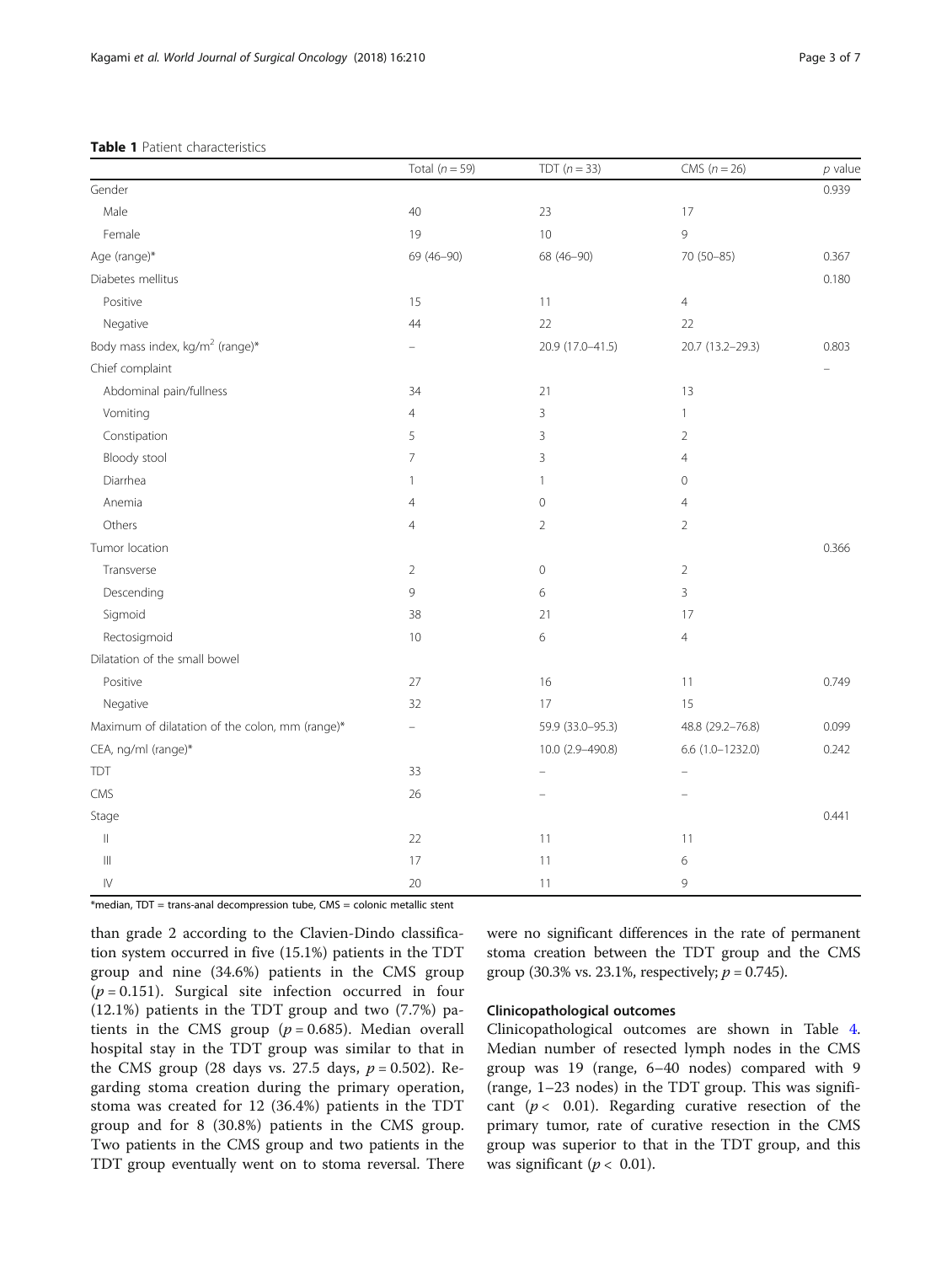**Table 1** Patient characteristics

| | Total ($n = 59$) | TDT ($n = 33$) | CMS ($n = 26$) | $p$ value |
|---|---|---|---|---|
| Gender | | | | 0.939 |
| Male | 40 | 23 | 17 | |
| Female | 19 | 10 | 9 | |
| Age (range)* | 69 (46–90) | 68 (46–90) | 70 (50–85) | 0.367 |
| Diabetes mellitus | | | | 0.180 |
| Positive | 15 | 11 | 4 | |
| Negative | 44 | 22 | 22 | |
| Body mass index, kg/m$^2$ (range)* | – | 20.9 (17.0–41.5) | 20.7 (13.2–29.3) | 0.803 |
| Chief complaint | | | | – |
| Abdominal pain/fullness | 34 | 21 | 13 | |
| Vomiting | 4 | 3 | 1 | |
| Constipation | 5 | 3 | 2 | |
| Bloody stool | 7 | 3 | 4 | |
| Diarrhea | 1 | 1 | 0 | |
| Anemia | 4 | 0 | 4 | |
| Others | 4 | 2 | 2 | |
| Tumor location | | | | 0.366 |
| Transverse | 2 | 0 | 2 | |
| Descending | 9 | 6 | 3 | |
| Sigmoid | 38 | 21 | 17 | |
| Rectosigmoid | 10 | 6 | 4 | |
| Dilatation of the small bowel | | | | |
| Positive | 27 | 16 | 11 | 0.749 |
| Negative | 32 | 17 | 15 | |
| Maximum of dilatation of the colon, mm (range)* | – | 59.9 (33.0–95.3) | 48.8 (29.2–76.8) | 0.099 |
| CEA, ng/ml (range)* | | 10.0 (2.9–490.8) | 6.6 (1.0–1232.0) | 0.242 |
| TDT | 33 | – | – | |
| CMS | 26 | – | – | |
| Stage | | | | 0.441 |
| II | 22 | 11 | 11 | |
| III | 17 | 11 | 6 | |
| IV | 20 | 11 | 9 | |

*median, TDT = trans-anal decompression tube, CMS = colonic metallic stent

than grade 2 according to the Clavien-Dindo classification system occurred in five (15.1%) patients in the TDT group and nine (34.6%) patients in the CMS group ($p = 0.151$). Surgical site infection occurred in four (12.1%) patients in the TDT group and two (7.7%) patients in the CMS group ($p = 0.685$). Median overall hospital stay in the TDT group was similar to that in the CMS group (28 days vs. 27.5 days, $p = 0.502$). Regarding stoma creation during the primary operation, stoma was created for 12 (36.4%) patients in the TDT group and for 8 (30.8%) patients in the CMS group. Two patients in the CMS group and two patients in the TDT group eventually went on to stoma reversal. There were no significant differences in the rate of permanent stoma creation between the TDT group and the CMS group (30.3% vs. 23.1%, respectively; $p = 0.745$).

### Clinicopathological outcomes

Clinicopathological outcomes are shown in Table 4. Median number of resected lymph nodes in the CMS group was 19 (range, 6–40 nodes) compared with 9 (range, 1–23 nodes) in the TDT group. This was significant ($p < 0.01$). Regarding curative resection of the primary tumor, rate of curative resection in the CMS group was superior to that in the TDT group, and this was significant ($p < 0.01$).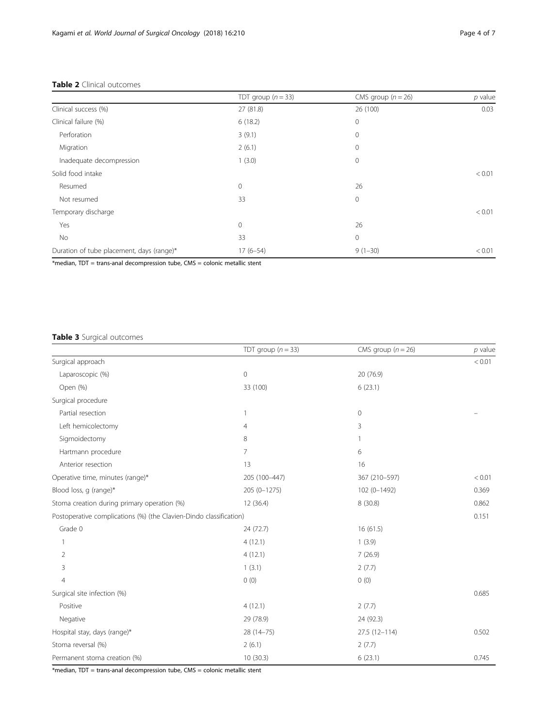**Table 2** Clinical outcomes

| | TDT group ($n = 33$) | CMS group ($n = 26$) | *p* value |
|---|---|---|---|
| Clinical success (%) | 27 (81.8) | 26 (100) | 0.03 |
| Clinical failure (%) | 6 (18.2) | 0 | |
| Perforation | 3 (9.1) | 0 | |
| Migration | 2 (6.1) | 0 | |
| Inadequate decompression | 1 (3.0) | 0 | |
| Solid food intake | | | < 0.01 |
| Resumed | 0 | 26 | |
| Not resumed | 33 | 0 | |
| Temporary discharge | | | < 0.01 |
| Yes | 0 | 26 | |
| No | 33 | 0 | |
| Duration of tube placement, days (range)* | 17 (6–54) | 9 (1–30) | < 0.01 |

*median, TDT = trans-anal decompression tube, CMS = colonic metallic stent

**Table 3** Surgical outcomes

| | TDT group ($n = 33$) | CMS group ($n = 26$) | *p* value |
|---|---|---|---|
| Surgical approach | | | < 0.01 |
| Laparoscopic (%) | 0 | 20 (76.9) | |
| Open (%) | 33 (100) | 6 (23.1) | |
| Surgical procedure | | | |
| Partial resection | 1 | 0 | – |
| Left hemicolectomy | 4 | 3 | |
| Sigmoidectomy | 8 | 1 | |
| Hartmann procedure | 7 | 6 | |
| Anterior resection | 13 | 16 | |
| Operative time, minutes (range)* | 205 (100–447) | 367 (210–597) | < 0.01 |
| Blood loss, g (range)* | 205 (0–1275) | 102 (0–1492) | 0.369 |
| Stoma creation during primary operation (%) | 12 (36.4) | 8 (30.8) | 0.862 |
| Postoperative complications (%) (the Clavien-Dindo classification) | | | 0.151 |
| Grade 0 | 24 (72.7) | 16 (61.5) | |
| 1 | 4 (12.1) | 1 (3.9) | |
| 2 | 4 (12.1) | 7 (26.9) | |
| 3 | 1 (3.1) | 2 (7.7) | |
| 4 | 0 (0) | 0 (0) | |
| Surgical site infection (%) | | | 0.685 |
| Positive | 4 (12.1) | 2 (7.7) | |
| Negative | 29 (78.9) | 24 (92.3) | |
| Hospital stay, days (range)* | 28 (14–75) | 27.5 (12–114) | 0.502 |
| Stoma reversal (%) | 2 (6.1) | 2 (7.7) | |
| Permanent stoma creation (%) | 10 (30.3) | 6 (23.1) | 0.745 |

*median, TDT = trans-anal decompression tube, CMS = colonic metallic stent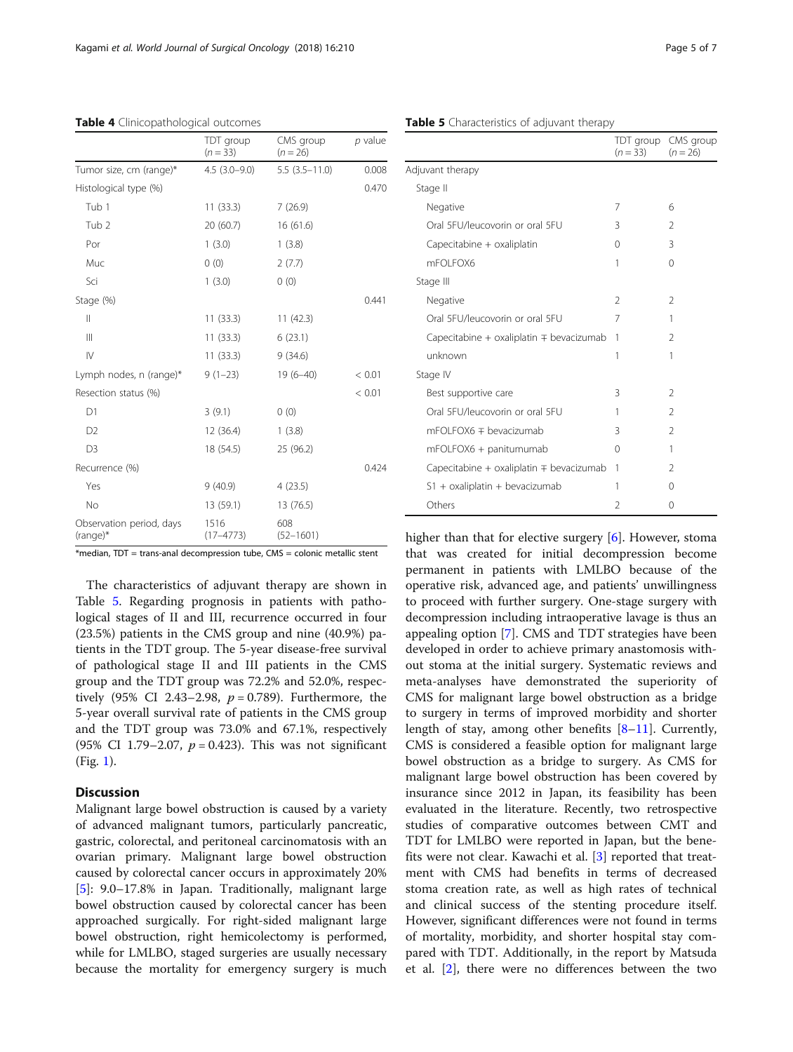**Table 4** Clinicopathological outcomes

| | TDT group (*n* = 33) | CMS group (*n* = 26) | *p* value |
|---|---|---|---|
| Tumor size, cm (range)* | 4.5 (3.0–9.0) | 5.5 (3.5–11.0) | 0.008 |
| Histological type (%) | | | 0.470 |
| Tub 1 | 11 (33.3) | 7 (26.9) | |
| Tub 2 | 20 (60.7) | 16 (61.6) | |
| Por | 1 (3.0) | 1 (3.8) | |
| Muc | 0 (0) | 2 (7.7) | |
| Sci | 1 (3.0) | 0 (0) | |
| Stage (%) | | | 0.441 |
| II | 11 (33.3) | 11 (42.3) | |
| III | 11 (33.3) | 6 (23.1) | |
| IV | 11 (33.3) | 9 (34.6) | |
| Lymph nodes, n (range)* | 9 (1–23) | 19 (6–40) | < 0.01 |
| Resection status (%) | | | < 0.01 |
| D1 | 3 (9.1) | 0 (0) | |
| D2 | 12 (36.4) | 1 (3.8) | |
| D3 | 18 (54.5) | 25 (96.2) | |
| Recurrence (%) | | | 0.424 |
| Yes | 9 (40.9) | 4 (23.5) | |
| No | 13 (59.1) | 13 (76.5) | |
| Observation period, days (range)* | 1516 (17–4773) | 608 (52–1601) | |

*median, TDT = trans-anal decompression tube, CMS = colonic metallic stent

The characteristics of adjuvant therapy are shown in Table 5. Regarding prognosis in patients with pathological stages of II and III, recurrence occurred in four (23.5%) patients in the CMS group and nine (40.9%) patients in the TDT group. The 5-year disease-free survival of pathological stage II and III patients in the CMS group and the TDT group was 72.2% and 52.0%, respectively (95% CI 2.43–2.98, $p = 0.789$). Furthermore, the 5-year overall survival rate of patients in the CMS group and the TDT group was 73.0% and 67.1%, respectively (95% CI 1.79–2.07, $p = 0.423$). This was not significant (Fig. 1).

**Table 5** Characteristics of adjuvant therapy

| | TDT group (*n* = 33) | CMS group (*n* = 26) |
|---|---|---|
| Adjuvant therapy | | |
| Stage II | | |
| Negative | 7 | 6 |
| Oral 5FU/leucovorin or oral 5FU | 3 | 2 |
| Capecitabine + oxaliplatin | 0 | 3 |
| mFOLFOX6 | 1 | 0 |
| Stage III | | |
| Negative | 2 | 2 |
| Oral 5FU/leucovorin or oral 5FU | 7 | 1 |
| Capecitabine + oxaliplatin ∓ bevacizumab | 1 | 2 |
| unknown | 1 | 1 |
| Stage IV | | |
| Best supportive care | 3 | 2 |
| Oral 5FU/leucovorin or oral 5FU | 1 | 2 |
| mFOLFOX6 ∓ bevacizumab | 3 | 2 |
| mFOLFOX6 + panitumumab | 0 | 1 |
| Capecitabine + oxaliplatin ∓ bevacizumab | 1 | 2 |
| S1 + oxaliplatin + bevacizumab | 1 | 0 |
| Others | 2 | 0 |

## Discussion

Malignant large bowel obstruction is caused by a variety of advanced malignant tumors, particularly pancreatic, gastric, colorectal, and peritoneal carcinomatosis with an ovarian primary. Malignant large bowel obstruction caused by colorectal cancer occurs in approximately 20% [5]: 9.0–17.8% in Japan. Traditionally, malignant large bowel obstruction caused by colorectal cancer has been approached surgically. For right-sided malignant large bowel obstruction, right hemicolectomy is performed, while for LMLBO, staged surgeries are usually necessary because the mortality for emergency surgery is much higher than that for elective surgery [6]. However, stoma that was created for initial decompression become permanent in patients with LMLBO because of the operative risk, advanced age, and patients' unwillingness to proceed with further surgery. One-stage surgery with decompression including intraoperative lavage is thus an appealing option [7]. CMS and TDT strategies have been developed in order to achieve primary anastomosis without stoma at the initial surgery. Systematic reviews and meta-analyses have demonstrated the superiority of CMS for malignant large bowel obstruction as a bridge to surgery in terms of improved morbidity and shorter length of stay, among other benefits [8–11]. Currently, CMS is considered a feasible option for malignant large bowel obstruction as a bridge to surgery. As CMS for malignant large bowel obstruction has been covered by insurance since 2012 in Japan, its feasibility has been evaluated in the literature. Recently, two retrospective studies of comparative outcomes between CMT and TDT for LMLBO were reported in Japan, but the benefits were not clear. Kawachi et al. [3] reported that treatment with CMS had benefits in terms of decreased stoma creation rate, as well as high rates of technical and clinical success of the stenting procedure itself. However, significant differences were not found in terms of mortality, morbidity, and shorter hospital stay compared with TDT. Additionally, in the report by Matsuda et al. [2], there were no differences between the two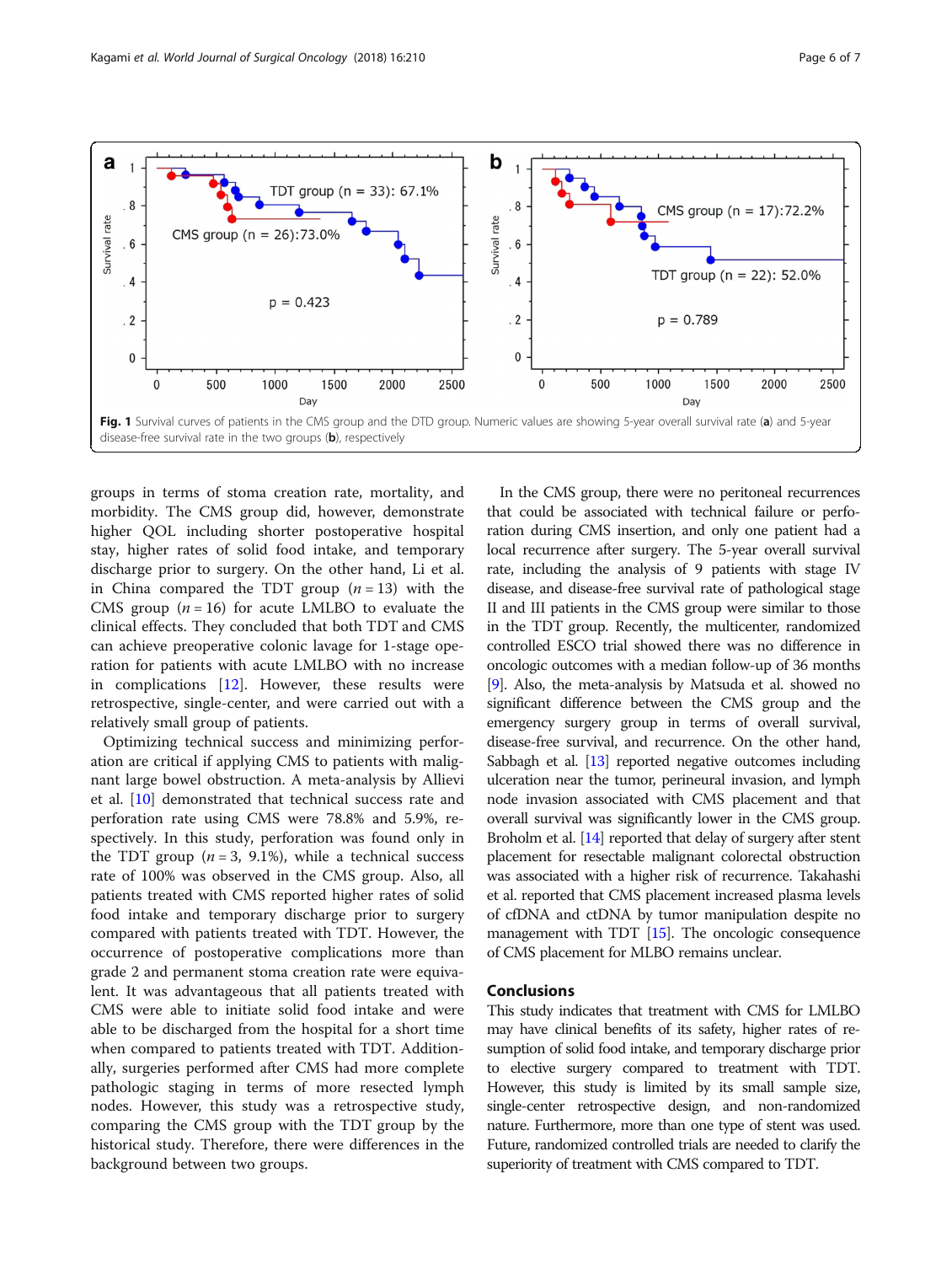a

1
.8
.6
.4
.2
0

Survival rate

TDT group (n = 33): 67.1%

CMS group (n = 26):73.0%

p = 0.423

0 500 1000 1500 2000 2500

Day

b

1
.8
.6
.4
.2
0

Survival rate

CMS group (n = 17):72.2%

TDT group (n = 22): 52.0%

p = 0.789

0 500 1000 1500 2000 2500

Day

**Fig. 1** Survival curves of patients in the CMS group and the DTD group. Numeric values are showing 5-year overall survival rate (**a**) and 5-year disease-free survival rate in the two groups (**b**), respectively

groups in terms of stoma creation rate, mortality, and morbidity. The CMS group did, however, demonstrate higher QOL including shorter postoperative hospital stay, higher rates of solid food intake, and temporary discharge prior to surgery. On the other hand, Li et al. in China compared the TDT group ($n = 13$) with the CMS group ($n = 16$) for acute LMLBO to evaluate the clinical effects. They concluded that both TDT and CMS can achieve preoperative colonic lavage for 1-stage operation for patients with acute LMLBO with no increase in complications [12]. However, these results were retrospective, single-center, and were carried out with a relatively small group of patients.

Optimizing technical success and minimizing perforation are critical if applying CMS to patients with malignant large bowel obstruction. A meta-analysis by Allievi et al. [10] demonstrated that technical success rate and perforation rate using CMS were 78.8% and 5.9%, respectively. In this study, perforation was found only in the TDT group ($n = 3$, 9.1%), while a technical success rate of 100% was observed in the CMS group. Also, all patients treated with CMS reported higher rates of solid food intake and temporary discharge prior to surgery compared with patients treated with TDT. However, the occurrence of postoperative complications more than grade 2 and permanent stoma creation rate were equivalent. It was advantageous that all patients treated with CMS were able to initiate solid food intake and were able to be discharged from the hospital for a short time when compared to patients treated with TDT. Additionally, surgeries performed after CMS had more complete pathologic staging in terms of more resected lymph nodes. However, this study was a retrospective study, comparing the CMS group with the TDT group by the historical study. Therefore, there were differences in the background between two groups.

In the CMS group, there were no peritoneal recurrences that could be associated with technical failure or perforation during CMS insertion, and only one patient had a local recurrence after surgery. The 5-year overall survival rate, including the analysis of 9 patients with stage IV disease, and disease-free survival rate of pathological stage II and III patients in the CMS group were similar to those in the TDT group. Recently, the multicenter, randomized controlled ESCO trial showed there was no difference in oncologic outcomes with a median follow-up of 36 months [9]. Also, the meta-analysis by Matsuda et al. showed no significant difference between the CMS group and the emergency surgery group in terms of overall survival, disease-free survival, and recurrence. On the other hand, Sabbagh et al. [13] reported negative outcomes including ulceration near the tumor, perineural invasion, and lymph node invasion associated with CMS placement and that overall survival was significantly lower in the CMS group. Broholm et al. [14] reported that delay of surgery after stent placement for resectable malignant colorectal obstruction was associated with a higher risk of recurrence. Takahashi et al. reported that CMS placement increased plasma levels of cfDNA and ctDNA by tumor manipulation despite no management with TDT [15]. The oncologic consequence of CMS placement for MLBO remains unclear.

## Conclusions

This study indicates that treatment with CMS for LMLBO may have clinical benefits of its safety, higher rates of resumption of solid food intake, and temporary discharge prior to elective surgery compared to treatment with TDT. However, this study is limited by its small sample size, single-center retrospective design, and non-randomized nature. Furthermore, more than one type of stent was used. Future, randomized controlled trials are needed to clarify the superiority of treatment with CMS compared to TDT.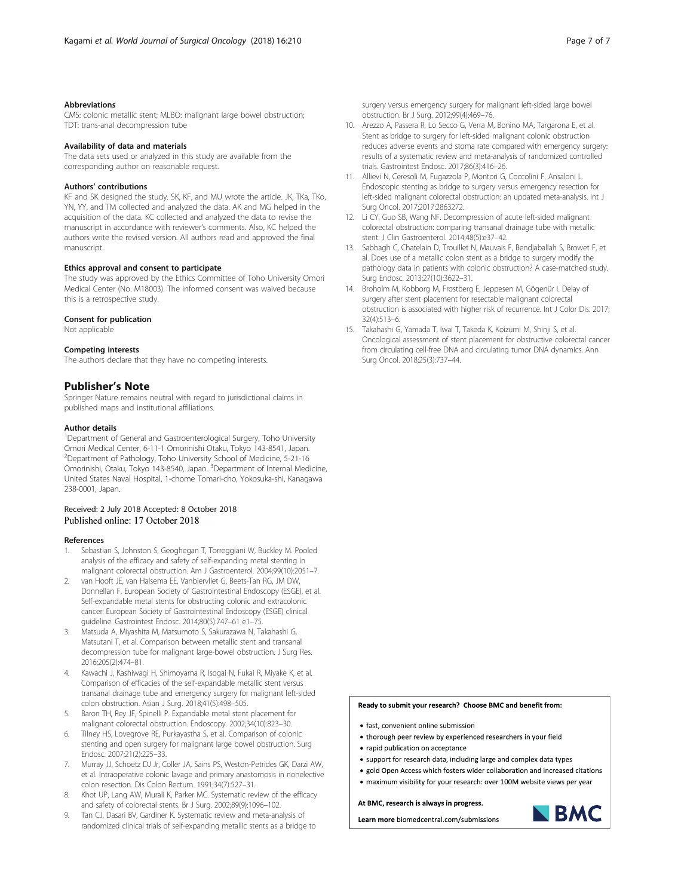#### Abbreviations

CMS: colonic metallic stent; MLBO: malignant large bowel obstruction; TDT: trans-anal decompression tube

#### Availability of data and materials

The data sets used or analyzed in this study are available from the corresponding author on reasonable request.

#### Authors' contributions

KF and SK designed the study. SK, KF, and MU wrote the article. JK, TKa, TKo, YN, YY, and TM collected and analyzed the data. AK and MG helped in the acquisition of the data. KC collected and analyzed the data to revise the manuscript in accordance with reviewer's comments. Also, KC helped the authors write the revised version. All authors read and approved the final manuscript.

#### Ethics approval and consent to participate

The study was approved by the Ethics Committee of Toho University Omori Medical Center (No. M18003). The informed consent was waived because this is a retrospective study.

#### Consent for publication

Not applicable

#### Competing interests

The authors declare that they have no competing interests.

## Publisher's Note

Springer Nature remains neutral with regard to jurisdictional claims in published maps and institutional affiliations.

#### Author details

[1]Department of General and Gastroenterological Surgery, Toho University Omori Medical Center, 6-11-1 Omorinishi Otaku, Tokyo 143-8541, Japan. [2]Department of Pathology, Toho University School of Medicine, 5-21-16 Omorinishi, Otaku, Tokyo 143-8540, Japan. [3]Department of Internal Medicine, United States Naval Hospital, 1-chome Tomari-cho, Yokosuka-shi, Kanagawa 238-0001, Japan.

Received: 2 July 2018 Accepted: 8 October 2018
Published online: 17 October 2018

#### References

1. Sebastian S, Johnston S, Geoghegan T, Torreggiani W, Buckley M. Pooled analysis of the efficacy and safety of self-expanding metal stenting in malignant colorectal obstruction. Am J Gastroenterol. 2004;99(10):2051–7.
2. van Hooft JE, van Halsema EE, Vanbiervliet G, Beets-Tan RG, JM DW, Donnellan F, European Society of Gastrointestinal Endoscopy (ESGE), et al. Self-expandable metal stents for obstructing colonic and extracolonic cancer: European Society of Gastrointestinal Endoscopy (ESGE) clinical guideline. Gastrointest Endosc. 2014;80(5):747–61 e1–75.
3. Matsuda A, Miyashita M, Matsumoto S, Sakurazawa N, Takahashi G, Matsutani T, et al. Comparison between metallic stent and transanal decompression tube for malignant large-bowel obstruction. J Surg Res. 2016;205(2):474–81.
4. Kawachi J, Kashiwagi H, Shimoyama R, Isogai N, Fukai R, Miyake K, et al. Comparison of efficacies of the self-expandable metallic stent versus transanal drainage tube and emergency surgery for malignant left-sided colon obstruction. Asian J Surg. 2018;41(5):498–505.
5. Baron TH, Rey JF, Spinelli P. Expandable metal stent placement for malignant colorectal obstruction. Endoscopy. 2002;34(10):823–30.
6. Tilney HS, Lovegrove RE, Purkayastha S, et al. Comparison of colonic stenting and open surgery for malignant large bowel obstruction. Surg Endosc. 2007;21(2):225–33.
7. Murray JJ, Schoetz DJ Jr, Coller JA, Sains PS, Weston-Petrides GK, Darzi AW, et al. Intraoperative colonic lavage and primary anastomosis in nonelective colon resection. Dis Colon Rectum. 1991;34(7):527–31.
8. Khot UP, Lang AW, Murali K, Parker MC. Systematic review of the efficacy and safety of colorectal stents. Br J Surg. 2002;89(9):1096–102.
9. Tan CJ, Dasari BV, Gardiner K. Systematic review and meta-analysis of randomized clinical trials of self-expanding metallic stents as a bridge to surgery versus emergency surgery for malignant left-sided large bowel obstruction. Br J Surg. 2012;99(4):469–76.
10. Arezzo A, Passera R, Lo Secco G, Verra M, Bonino MA, Targarona E, et al. Stent as bridge to surgery for left-sided malignant colonic obstruction reduces adverse events and stoma rate compared with emergency surgery: results of a systematic review and meta-analysis of randomized controlled trials. Gastrointest Endosc. 2017;86(3):416–26.
11. Allievi N, Ceresoli M, Fugazzola P, Montori G, Coccolini F, Ansaloni L. Endoscopic stenting as bridge to surgery versus emergency resection for left-sided malignant colorectal obstruction: an updated meta-analysis. Int J Surg Oncol. 2017;2017:2863272.
12. Li CY, Guo SB, Wang NF. Decompression of acute left-sided malignant colorectal obstruction: comparing transanal drainage tube with metallic stent. J Clin Gastroenterol. 2014;48(5):e37–42.
13. Sabbagh C, Chatelain D, Trouillet N, Mauvais F, Bendjaballah S, Browet F, et al. Does use of a metallic colon stent as a bridge to surgery modify the pathology data in patients with colonic obstruction? A case-matched study. Surg Endosc. 2013;27(10):3622–31.
14. Broholm M, Kobborg M, Frostberg E, Jeppesen M, Gögenür I. Delay of surgery after stent placement for resectable malignant colorectal obstruction is associated with higher risk of recurrence. Int J Color Dis. 2017;32(4):513–6.
15. Takahashi G, Yamada T, Iwai T, Takeda K, Koizumi M, Shinji S, et al. Oncological assessment of stent placement for obstructive colorectal cancer from circulating cell-free DNA and circulating tumor DNA dynamics. Ann Surg Oncol. 2018;25(3):737–44.